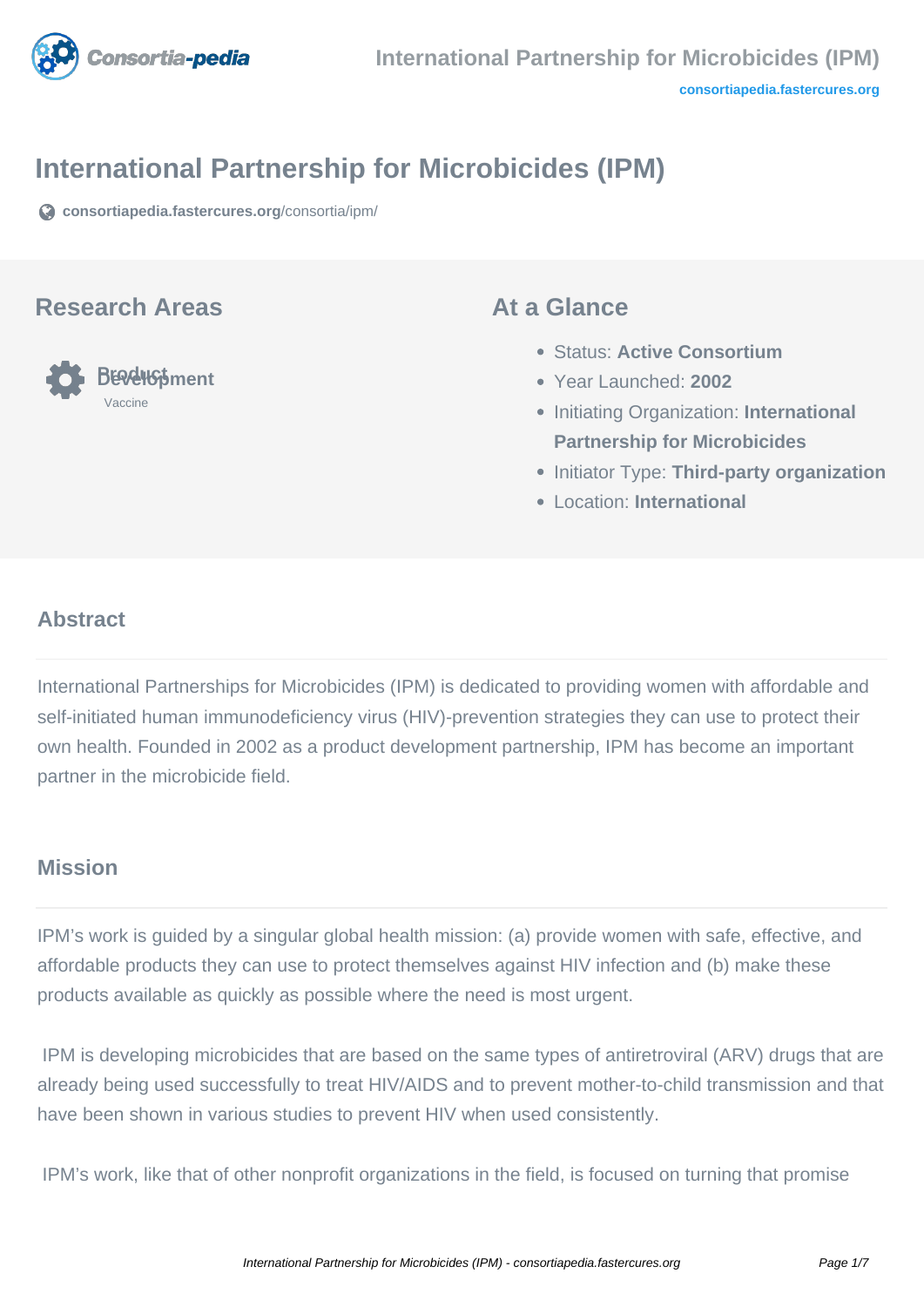# International Partnership for Microbicides (IPM)

consortiapedia.fastercures.org/consortia/ipm/

## Research Areas

Product Development

Vaccine

## At a Glance

- Status: **Active Consortium**
- Year Launched: **2002**
- Initiating Organization: **International Partnership for Microbicides**
- Initiator Type: **Third-party organization**
- Location: **International**

### Abstract

International Partnerships for Microbicides (IPM) is dedicated to providing women with affordable and self-initiated human immunodeficiency virus (HIV)-prevention strategies they can use to protect their own health. Founded in 2002 as a product development partnership, IPM has become an important partner in the microbicide field.

### Mission

IPM's work is guided by a singular global health mission: (a) provide women with safe, effective, and affordable products they can use to protect themselves against HIV infection and (b) make these products available as quickly as possible where the need is most urgent.

IPM is developing microbicides that are based on the same types of antiretroviral (ARV) drugs that are already being used successfully to treat HIV/AIDS and to prevent mother-to-child transmission and that have been shown in various studies to prevent HIV when used consistently.

IPM's work, like that of other nonprofit organizations in the field, is focused on turning that promise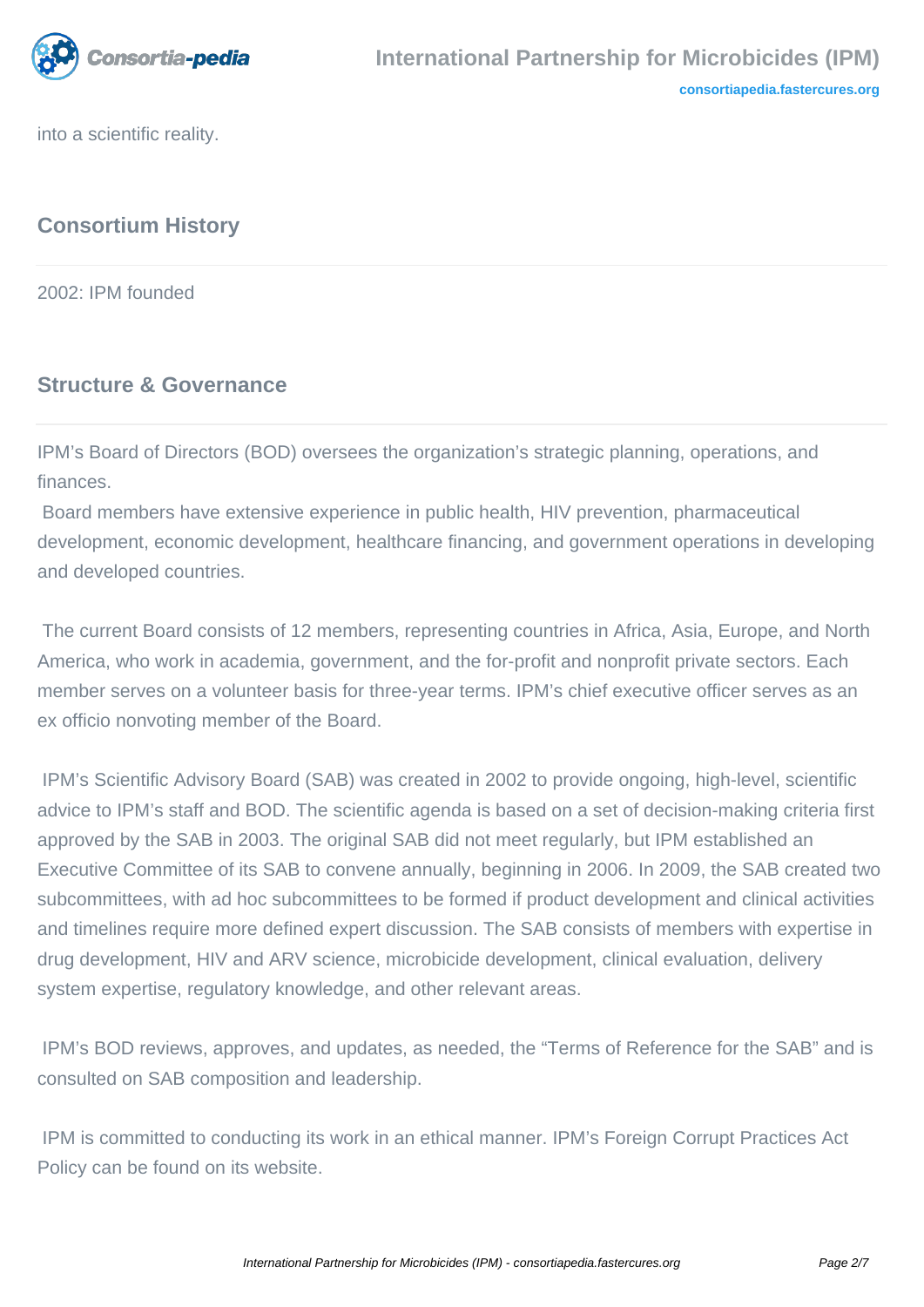into a scientific reality.

## Consortium History

2002: IPM founded

## Structure & Governance

IPM's Board of Directors (BOD) oversees the organization's strategic planning, operations, and finances.

Board members have extensive experience in public health, HIV prevention, pharmaceutical development, economic development, healthcare financing, and government operations in developing and developed countries.

The current Board consists of 12 members, representing countries in Africa, Asia, Europe, and North America, who work in academia, government, and the for-profit and nonprofit private sectors. Each member serves on a volunteer basis for three-year terms. IPM's chief executive officer serves as an ex officio nonvoting member of the Board.

IPM's Scientific Advisory Board (SAB) was created in 2002 to provide ongoing, high-level, scientific advice to IPM's staff and BOD. The scientific agenda is based on a set of decision-making criteria first approved by the SAB in 2003. The original SAB did not meet regularly, but IPM established an Executive Committee of its SAB to convene annually, beginning in 2006. In 2009, the SAB created two subcommittees, with ad hoc subcommittees to be formed if product development and clinical activities and timelines require more defined expert discussion. The SAB consists of members with expertise in drug development, HIV and ARV science, microbicide development, clinical evaluation, delivery system expertise, regulatory knowledge, and other relevant areas.

IPM's BOD reviews, approves, and updates, as needed, the "Terms of Reference for the SAB" and is consulted on SAB composition and leadership.

IPM is committed to conducting its work in an ethical manner. IPM's Foreign Corrupt Practices Act Policy can be found on its website.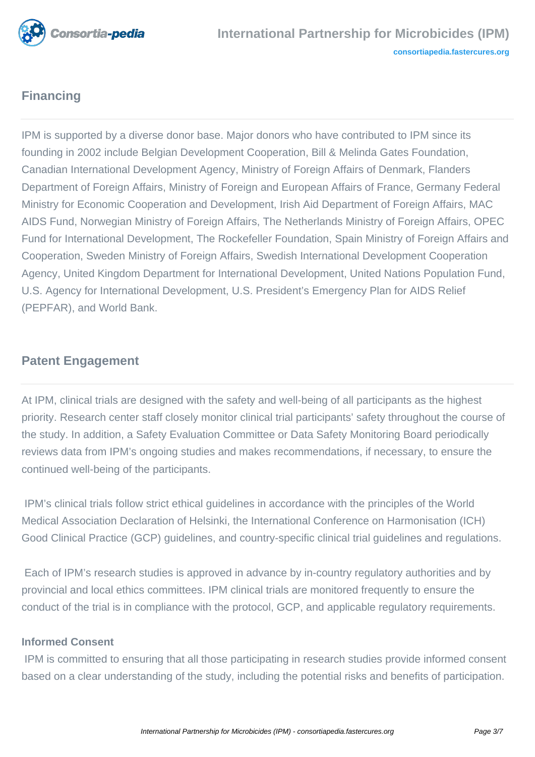## Financing

IPM is supported by a diverse donor base. Major donors who have contributed to IPM since its founding in 2002 include Belgian Development Cooperation, Bill & Melinda Gates Foundation, Canadian International Development Agency, Ministry of Foreign Affairs of Denmark, Flanders Department of Foreign Affairs, Ministry of Foreign and European Affairs of France, Germany Federal Ministry for Economic Cooperation and Development, Irish Aid Department of Foreign Affairs, MAC AIDS Fund, Norwegian Ministry of Foreign Affairs, The Netherlands Ministry of Foreign Affairs, OPEC Fund for International Development, The Rockefeller Foundation, Spain Ministry of Foreign Affairs and Cooperation, Sweden Ministry of Foreign Affairs, Swedish International Development Cooperation Agency, United Kingdom Department for International Development, United Nations Population Fund, U.S. Agency for International Development, U.S. President's Emergency Plan for AIDS Relief (PEPFAR), and World Bank.

## Patent Engagement

At IPM, clinical trials are designed with the safety and well-being of all participants as the highest priority. Research center staff closely monitor clinical trial participants' safety throughout the course of the study. In addition, a Safety Evaluation Committee or Data Safety Monitoring Board periodically reviews data from IPM's ongoing studies and makes recommendations, if necessary, to ensure the continued well-being of the participants.

IPM's clinical trials follow strict ethical guidelines in accordance with the principles of the World Medical Association Declaration of Helsinki, the International Conference on Harmonisation (ICH) Good Clinical Practice (GCP) guidelines, and country-specific clinical trial guidelines and regulations.

Each of IPM's research studies is approved in advance by in-country regulatory authorities and by provincial and local ethics committees. IPM clinical trials are monitored frequently to ensure the conduct of the trial is in compliance with the protocol, GCP, and applicable regulatory requirements.

### Informed Consent

IPM is committed to ensuring that all those participating in research studies provide informed consent based on a clear understanding of the study, including the potential risks and benefits of participation.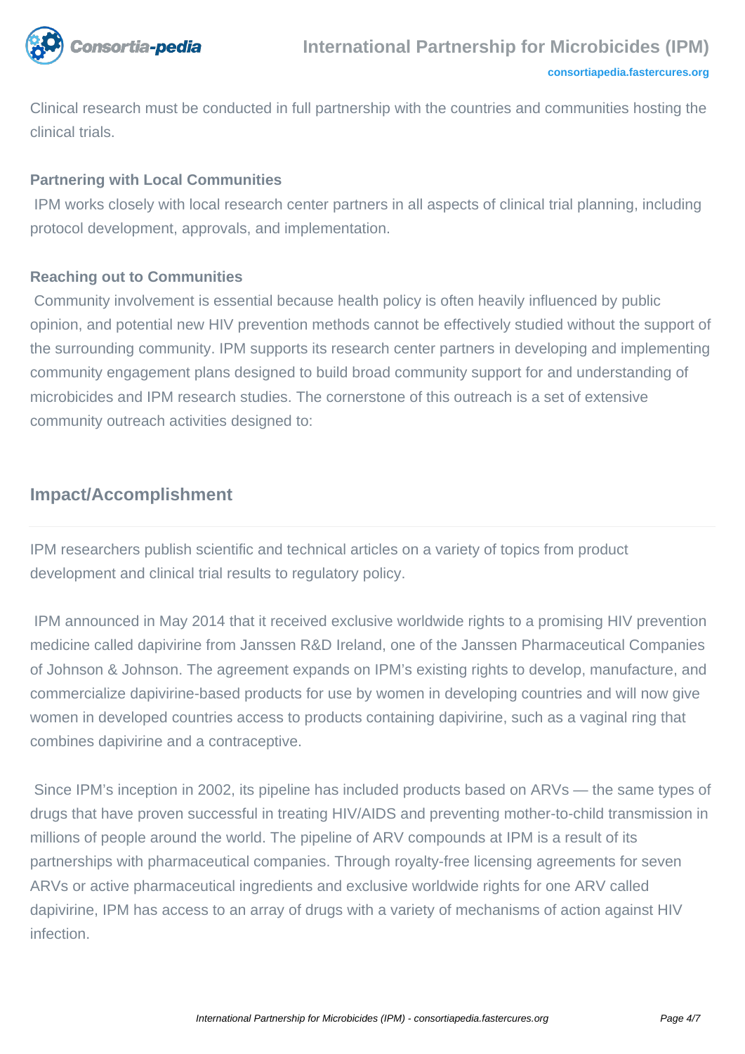Clinical research must be conducted in full partnership with the countries and communities hosting the clinical trials.

**Partnering with Local Communities**

IPM works closely with local research center partners in all aspects of clinical trial planning, including protocol development, approvals, and implementation.

**Reaching out to Communities**

Community involvement is essential because health policy is often heavily influenced by public opinion, and potential new HIV prevention methods cannot be effectively studied without the support of the surrounding community. IPM supports its research center partners in developing and implementing community engagement plans designed to build broad community support for and understanding of microbicides and IPM research studies. The cornerstone of this outreach is a set of extensive community outreach activities designed to:

## Impact/Accomplishment

IPM researchers publish scientific and technical articles on a variety of topics from product development and clinical trial results to regulatory policy.

IPM announced in May 2014 that it received exclusive worldwide rights to a promising HIV prevention medicine called dapivirine from Janssen R&D Ireland, one of the Janssen Pharmaceutical Companies of Johnson & Johnson. The agreement expands on IPM's existing rights to develop, manufacture, and commercialize dapivirine-based products for use by women in developing countries and will now give women in developed countries access to products containing dapivirine, such as a vaginal ring that combines dapivirine and a contraceptive.

Since IPM's inception in 2002, its pipeline has included products based on ARVs — the same types of drugs that have proven successful in treating HIV/AIDS and preventing mother-to-child transmission in millions of people around the world. The pipeline of ARV compounds at IPM is a result of its partnerships with pharmaceutical companies. Through royalty-free licensing agreements for seven ARVs or active pharmaceutical ingredients and exclusive worldwide rights for one ARV called dapivirine, IPM has access to an array of drugs with a variety of mechanisms of action against HIV infection.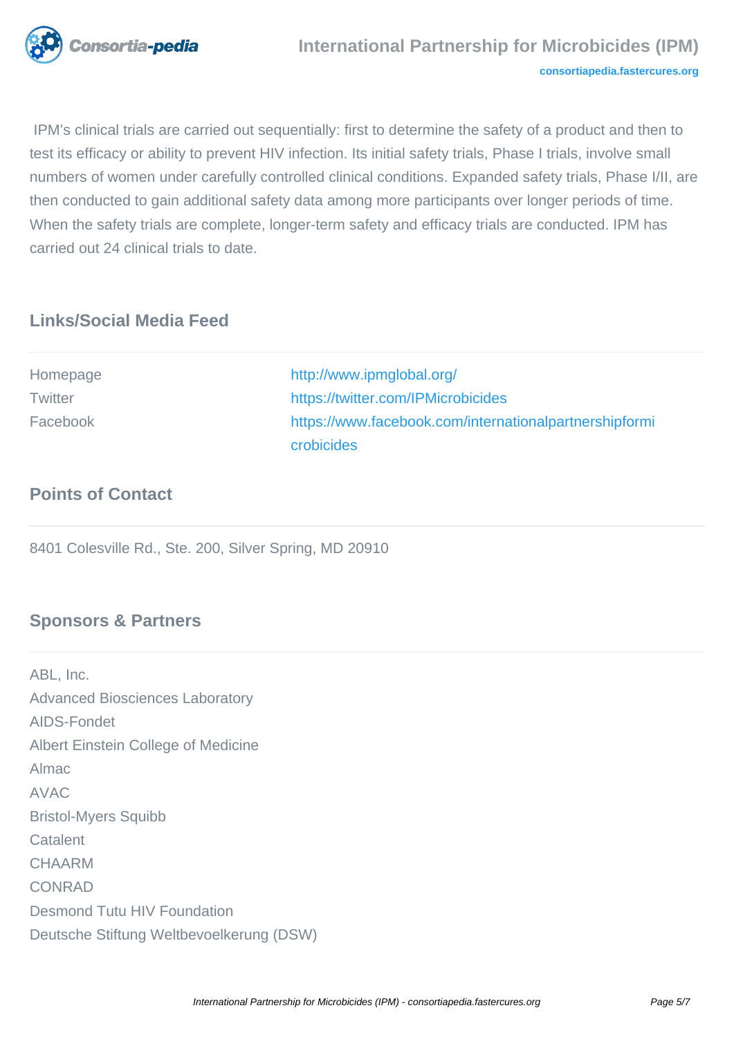IPM's clinical trials are carried out sequentially: first to determine the safety of a product and then to test its efficacy or ability to prevent HIV infection. Its initial safety trials, Phase I trials, involve small numbers of women under carefully controlled clinical conditions. Expanded safety trials, Phase I/II, are then conducted to gain additional safety data among more participants over longer periods of time. When the safety trials are complete, longer-term safety and efficacy trials are conducted. IPM has carried out 24 clinical trials to date.

## Links/Social Media Feed

| | |
|---|---|
| Homepage | http://www.ipmglobal.org/ |
| Twitter | https://twitter.com/IPMicrobicides |
| Facebook | https://www.facebook.com/internationalpartnershipformicrobicides |

## Points of Contact

8401 Colesville Rd., Ste. 200, Silver Spring, MD 20910

## Sponsors & Partners

ABL, Inc.

Advanced Biosciences Laboratory

AIDS-Fondet

Albert Einstein College of Medicine

Almac

AVAC

Bristol-Myers Squibb

Catalent

CHAARM

CONRAD

Desmond Tutu HIV Foundation

Deutsche Stiftung Weltbevoelkerung (DSW)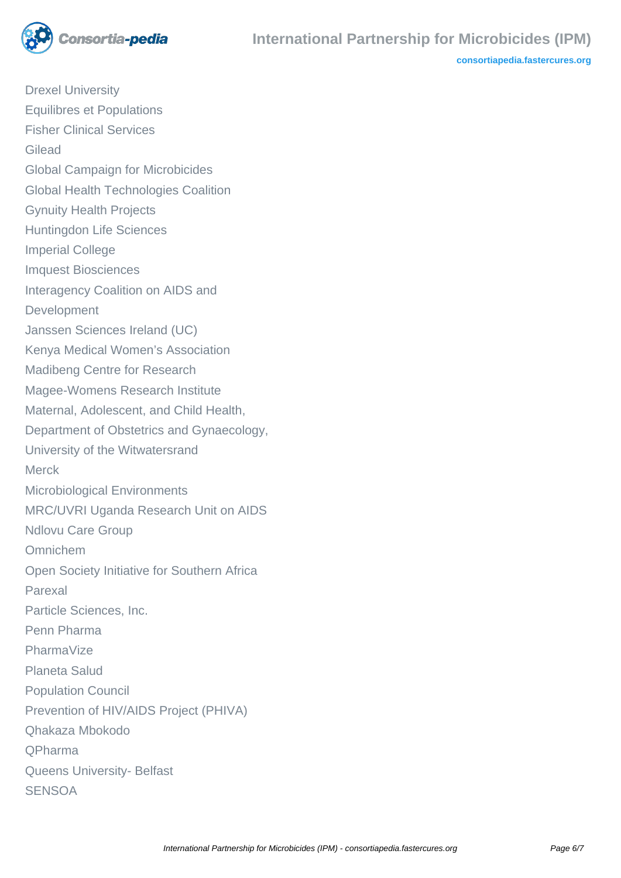Drexel University
Equilibres et Populations
Fisher Clinical Services
Gilead
Global Campaign for Microbicides
Global Health Technologies Coalition
Gynuity Health Projects
Huntingdon Life Sciences
Imperial College
Imquest Biosciences
Interagency Coalition on AIDS and Development
Janssen Sciences Ireland (UC)
Kenya Medical Women's Association
Madibeng Centre for Research
Magee-Womens Research Institute
Maternal, Adolescent, and Child Health, Department of Obstetrics and Gynaecology, University of the Witwatersrand
Merck
Microbiological Environments
MRC/UVRI Uganda Research Unit on AIDS
Ndlovu Care Group
Omnichem
Open Society Initiative for Southern Africa
Parexal
Particle Sciences, Inc.
Penn Pharma
PharmaVize
Planeta Salud
Population Council
Prevention of HIV/AIDS Project (PHIVA)
Qhakaza Mbokodo
QPharma
Queens University- Belfast
SENSOA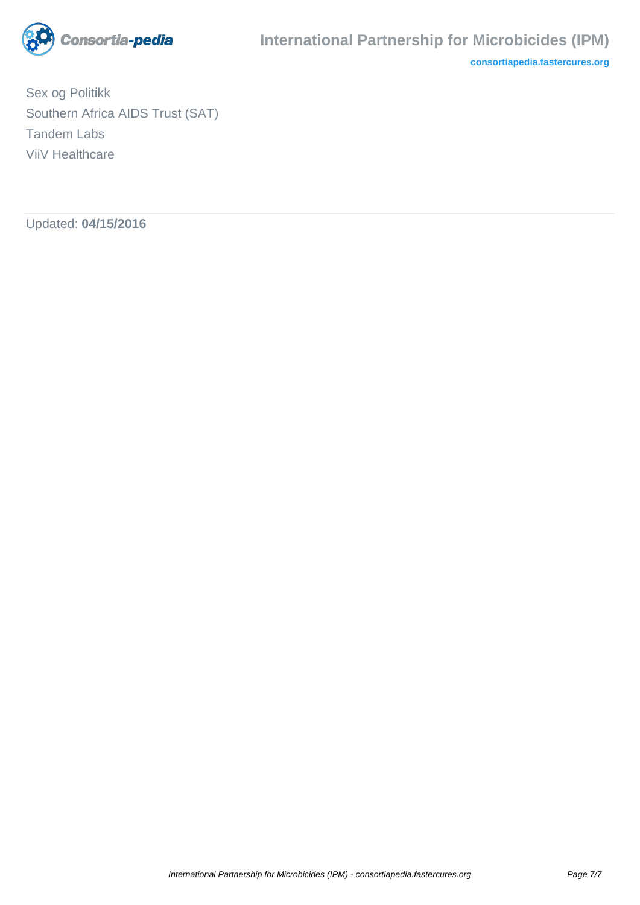Sex og Politikk

Southern Africa AIDS Trust (SAT)

Tandem Labs

ViiV Healthcare

Updated: **04/15/2016**